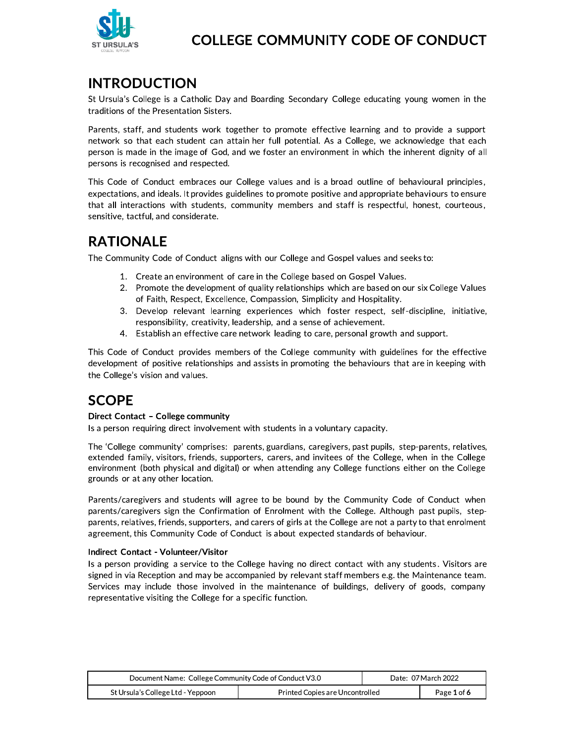# COLLEGE COMMUNITY CODE OF CONDUCT

## INTRODUCTION

St Ursula's College is a Catholic Day and Boarding Secondary College educating young women in the traditions of the Presentation Sisters.

Parents, staff, and students work together to promote effective learning and to provide a support network so that each student can attain her full potential. As a College, we acknowledge that each person is made in the image of God, and we foster an environment in which the inherent dignity of all persons is recognised and respected.

This Code of Conduct embraces our College values and is a broad outline of behavioural principles, expectations, and ideals. It provides guidelines to promote positive and appropriate behaviours to ensure that all interactions with students, community members and staff is respectful, honest, courteous, sensitive, tactful, and considerate.

## RATIONALE

The Community Code of Conduct aligns with our College and Gospel values and seeks to:

1. Create an environment of care in the College based on Gospel Values.
2. Promote the development of quality relationships which are based on our six College Values of Faith, Respect, Excellence, Compassion, Simplicity and Hospitality.
3. Develop relevant learning experiences which foster respect, self-discipline, initiative, responsibility, creativity, leadership, and a sense of achievement.
4. Establish an effective care network leading to care, personal growth and support.

This Code of Conduct provides members of the College community with guidelines for the effective development of positive relationships and assists in promoting the behaviours that are in keeping with the College's vision and values.

## SCOPE

**Direct Contact – College community**

Is a person requiring direct involvement with students in a voluntary capacity.

The 'College community' comprises: parents, guardians, caregivers, past pupils, step-parents, relatives, extended family, visitors, friends, supporters, carers, and invitees of the College, when in the College environment (both physical and digital) or when attending any College functions either on the College grounds or at any other location.

Parents/caregivers and students will agree to be bound by the Community Code of Conduct when parents/caregivers sign the Confirmation of Enrolment with the College. Although past pupils, step-parents, relatives, friends, supporters, and carers of girls at the College are not a party to that enrolment agreement, this Community Code of Conduct is about expected standards of behaviour.

**Indirect Contact - Volunteer/Visitor**

Is a person providing a service to the College having no direct contact with any students. Visitors are signed in via Reception and may be accompanied by relevant staff members e.g. the Maintenance team. Services may include those involved in the maintenance of buildings, delivery of goods, company representative visiting the College for a specific function.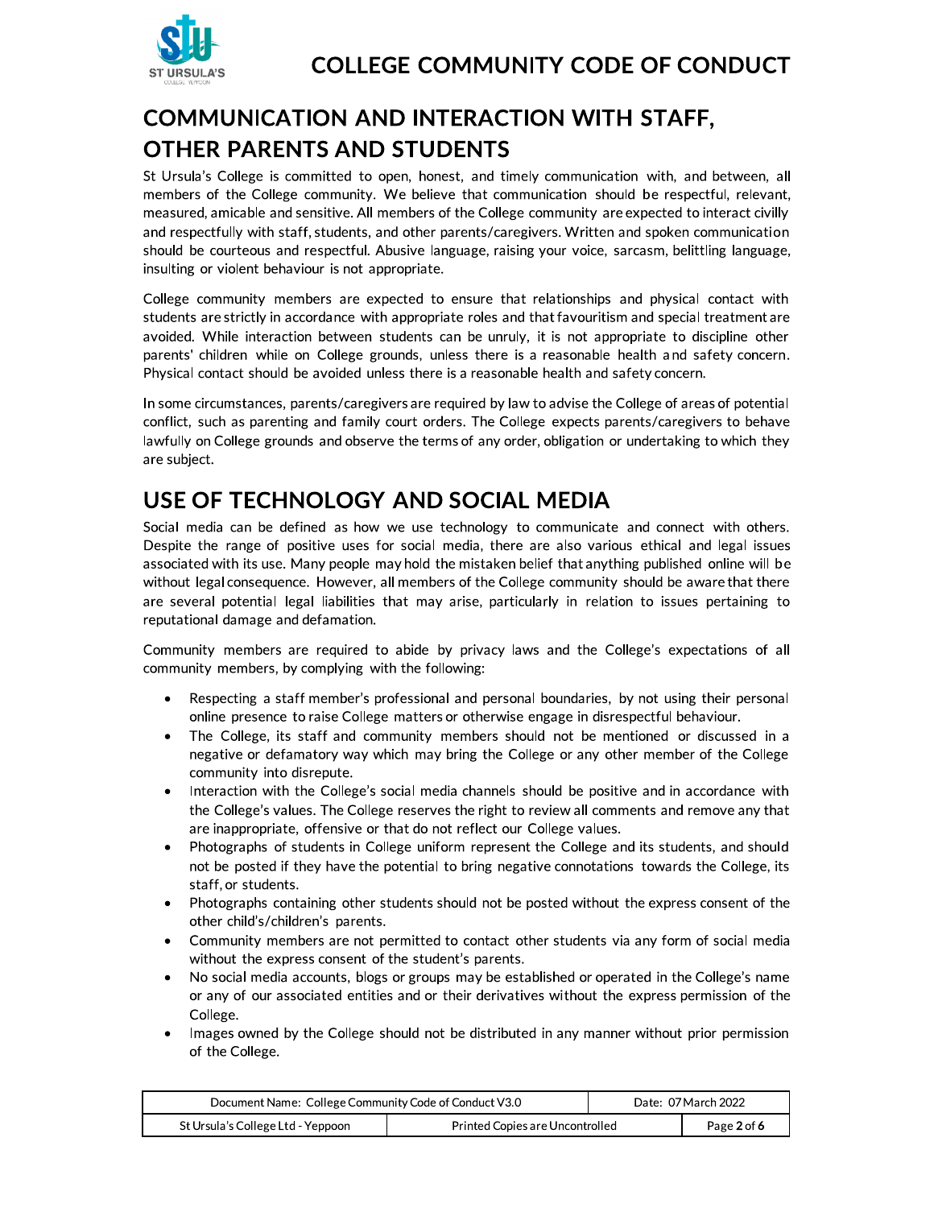## COMMUNICATION AND INTERACTION WITH STAFF, OTHER PARENTS AND STUDENTS

St Ursula's College is committed to open, honest, and timely communication with, and between, all members of the College community. We believe that communication should be respectful, relevant, measured, amicable and sensitive. All members of the College community are expected to interact civilly and respectfully with staff, students, and other parents/caregivers. Written and spoken communication should be courteous and respectful. Abusive language, raising your voice, sarcasm, belittling language, insulting or violent behaviour is not appropriate.

College community members are expected to ensure that relationships and physical contact with students are strictly in accordance with appropriate roles and that favouritism and special treatment are avoided. While interaction between students can be unruly, it is not appropriate to discipline other parents' children while on College grounds, unless there is a reasonable health and safety concern. Physical contact should be avoided unless there is a reasonable health and safety concern.

In some circumstances, parents/caregivers are required by law to advise the College of areas of potential conflict, such as parenting and family court orders. The College expects parents/caregivers to behave lawfully on College grounds and observe the terms of any order, obligation or undertaking to which they are subject.

## USE OF TECHNOLOGY AND SOCIAL MEDIA

Social media can be defined as how we use technology to communicate and connect with others. Despite the range of positive uses for social media, there are also various ethical and legal issues associated with its use. Many people may hold the mistaken belief that anything published online will be without legal consequence. However, all members of the College community should be aware that there are several potential legal liabilities that may arise, particularly in relation to issues pertaining to reputational damage and defamation.

Community members are required to abide by privacy laws and the College's expectations of all community members, by complying with the following:

- Respecting a staff member's professional and personal boundaries, by not using their personal online presence to raise College matters or otherwise engage in disrespectful behaviour.
- The College, its staff and community members should not be mentioned or discussed in a negative or defamatory way which may bring the College or any other member of the College community into disrepute.
- Interaction with the College's social media channels should be positive and in accordance with the College's values. The College reserves the right to review all comments and remove any that are inappropriate, offensive or that do not reflect our College values.
- Photographs of students in College uniform represent the College and its students, and should not be posted if they have the potential to bring negative connotations towards the College, its staff, or students.
- Photographs containing other students should not be posted without the express consent of the other child's/children's parents.
- Community members are not permitted to contact other students via any form of social media without the express consent of the student's parents.
- No social media accounts, blogs or groups may be established or operated in the College's name or any of our associated entities and or their derivatives without the express permission of the College.
- Images owned by the College should not be distributed in any manner without prior permission of the College.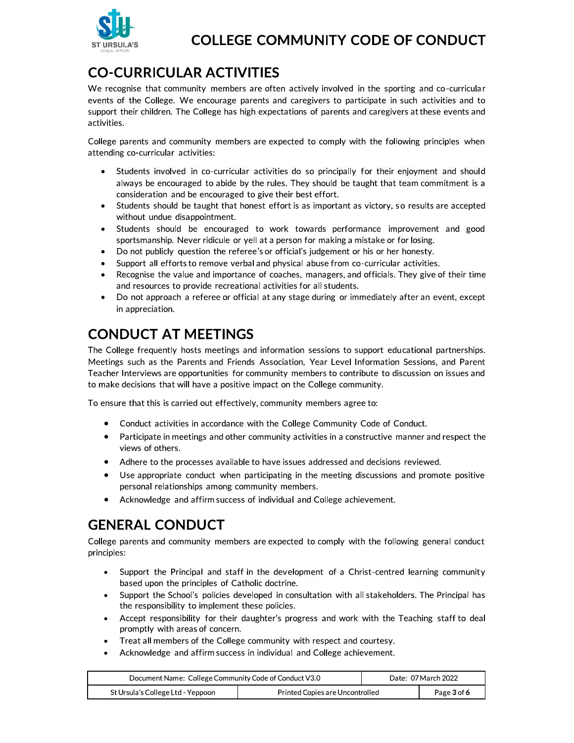## CO-CURRICULAR ACTIVITIES

We recognise that community members are often actively involved in the sporting and co-curricular events of the College. We encourage parents and caregivers to participate in such activities and to support their children. The College has high expectations of parents and caregivers at these events and activities.

College parents and community members are expected to comply with the following principles when attending co-curricular activities:

- Students involved in co-curricular activities do so principally for their enjoyment and should always be encouraged to abide by the rules. They should be taught that team commitment is a consideration and be encouraged to give their best effort.
- Students should be taught that honest effort is as important as victory, so results are accepted without undue disappointment.
- Students should be encouraged to work towards performance improvement and good sportsmanship. Never ridicule or yell at a person for making a mistake or for losing.
- Do not publicly question the referee's or official's judgement or his or her honesty.
- Support all efforts to remove verbal and physical abuse from co-curricular activities.
- Recognise the value and importance of coaches, managers, and officials. They give of their time and resources to provide recreational activities for all students.
- Do not approach a referee or official at any stage during or immediately after an event, except in appreciation.

## CONDUCT AT MEETINGS

The College frequently hosts meetings and information sessions to support educational partnerships. Meetings such as the Parents and Friends Association, Year Level Information Sessions, and Parent Teacher Interviews are opportunities for community members to contribute to discussion on issues and to make decisions that will have a positive impact on the College community.

To ensure that this is carried out effectively, community members agree to:

- Conduct activities in accordance with the College Community Code of Conduct.
- Participate in meetings and other community activities in a constructive manner and respect the views of others.
- Adhere to the processes available to have issues addressed and decisions reviewed.
- Use appropriate conduct when participating in the meeting discussions and promote positive personal relationships among community members.
- Acknowledge and affirm success of individual and College achievement.

## GENERAL CONDUCT

College parents and community members are expected to comply with the following general conduct principles:

- Support the Principal and staff in the development of a Christ-centred learning community based upon the principles of Catholic doctrine.
- Support the School's policies developed in consultation with all stakeholders. The Principal has the responsibility to implement these policies.
- Accept responsibility for their daughter's progress and work with the Teaching staff to deal promptly with areas of concern.
- Treat all members of the College community with respect and courtesy.
- Acknowledge and affirm success in individual and College achievement.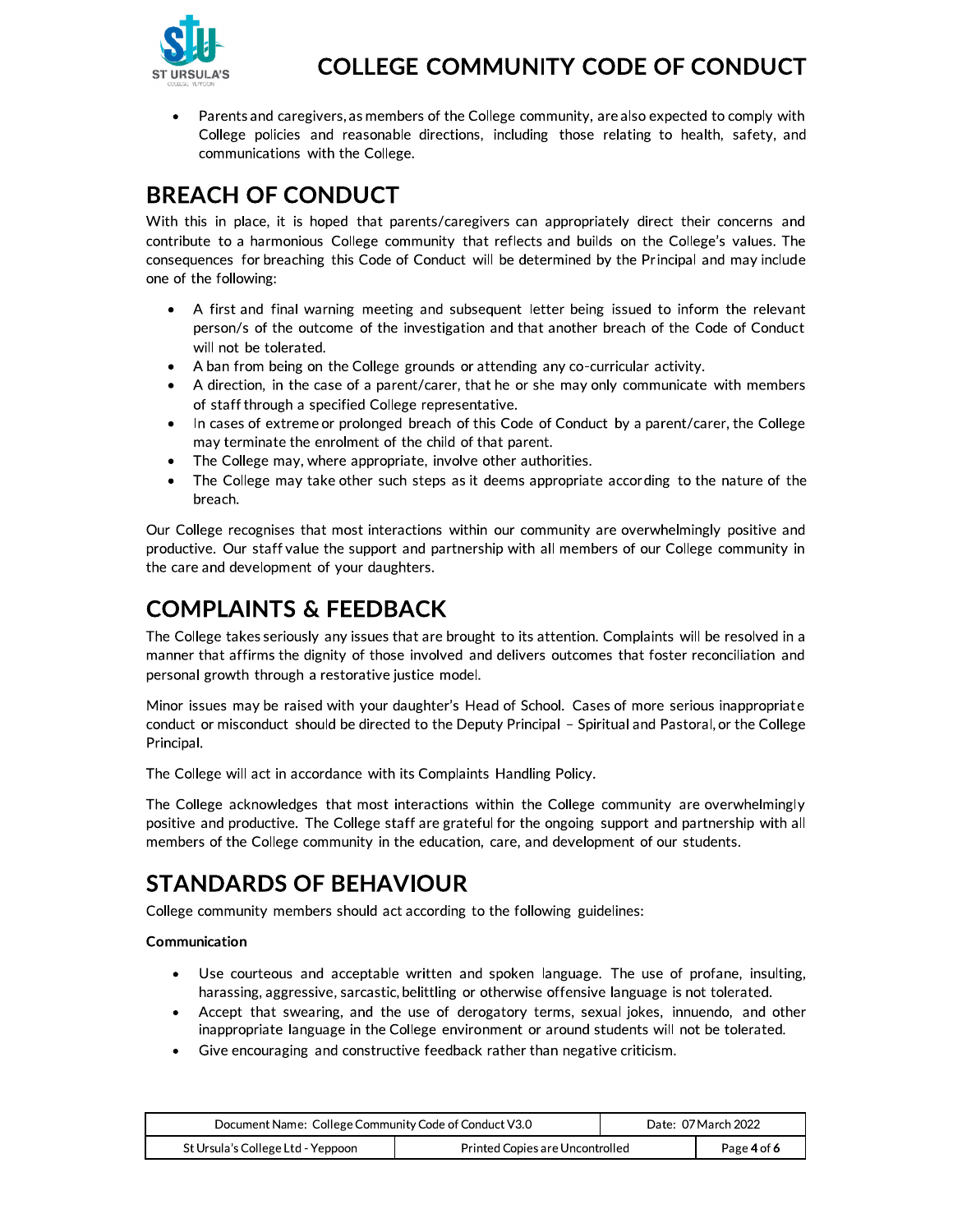- Parents and caregivers, as members of the College community, are also expected to comply with College policies and reasonable directions, including those relating to health, safety, and communications with the College.

## BREACH OF CONDUCT

With this in place, it is hoped that parents/caregivers can appropriately direct their concerns and contribute to a harmonious College community that reflects and builds on the College's values. The consequences for breaching this Code of Conduct will be determined by the Principal and may include one of the following:

- A first and final warning meeting and subsequent letter being issued to inform the relevant person/s of the outcome of the investigation and that another breach of the Code of Conduct will not be tolerated.
- A ban from being on the College grounds or attending any co-curricular activity.
- A direction, in the case of a parent/carer, that he or she may only communicate with members of staff through a specified College representative.
- In cases of extreme or prolonged breach of this Code of Conduct by a parent/carer, the College may terminate the enrolment of the child of that parent.
- The College may, where appropriate, involve other authorities.
- The College may take other such steps as it deems appropriate according to the nature of the breach.

Our College recognises that most interactions within our community are overwhelmingly positive and productive. Our staff value the support and partnership with all members of our College community in the care and development of your daughters.

## COMPLAINTS & FEEDBACK

The College takes seriously any issues that are brought to its attention. Complaints will be resolved in a manner that affirms the dignity of those involved and delivers outcomes that foster reconciliation and personal growth through a restorative justice model.

Minor issues may be raised with your daughter's Head of School. Cases of more serious inappropriate conduct or misconduct should be directed to the Deputy Principal – Spiritual and Pastoral, or the College Principal.

The College will act in accordance with its Complaints Handling Policy.

The College acknowledges that most interactions within the College community are overwhelmingly positive and productive. The College staff are grateful for the ongoing support and partnership with all members of the College community in the education, care, and development of our students.

## STANDARDS OF BEHAVIOUR

College community members should act according to the following guidelines:

**Communication**

- Use courteous and acceptable written and spoken language. The use of profane, insulting, harassing, aggressive, sarcastic, belittling or otherwise offensive language is not tolerated.
- Accept that swearing, and the use of derogatory terms, sexual jokes, innuendo, and other inappropriate language in the College environment or around students will not be tolerated.
- Give encouraging and constructive feedback rather than negative criticism.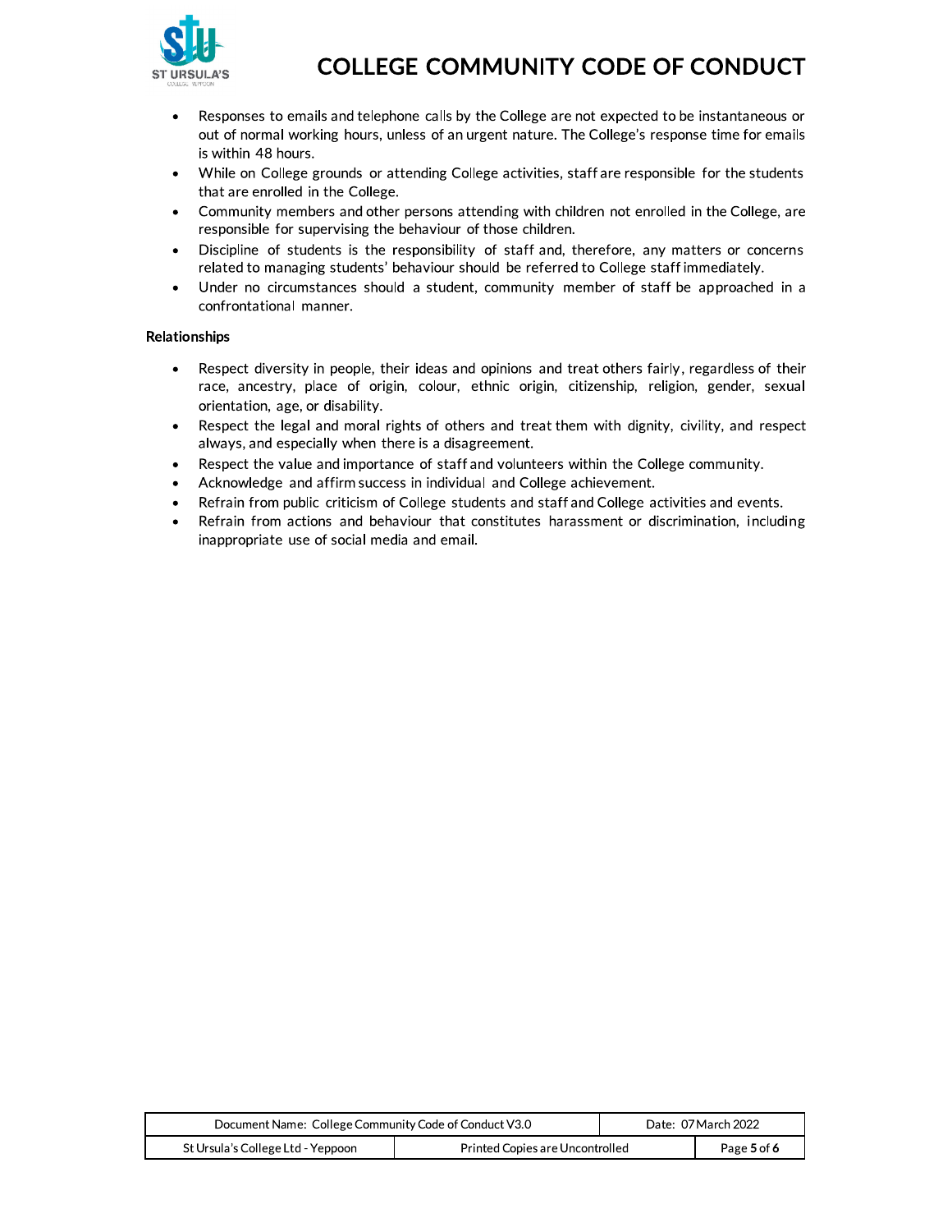- Responses to emails and telephone calls by the College are not expected to be instantaneous or out of normal working hours, unless of an urgent nature. The College's response time for emails is within 48 hours.
- While on College grounds or attending College activities, staff are responsible for the students that are enrolled in the College.
- Community members and other persons attending with children not enrolled in the College, are responsible for supervising the behaviour of those children.
- Discipline of students is the responsibility of staff and, therefore, any matters or concerns related to managing students' behaviour should be referred to College staff immediately.
- Under no circumstances should a student, community member of staff be approached in a confrontational manner.

**Relationships**

- Respect diversity in people, their ideas and opinions and treat others fairly, regardless of their race, ancestry, place of origin, colour, ethnic origin, citizenship, religion, gender, sexual orientation, age, or disability.
- Respect the legal and moral rights of others and treat them with dignity, civility, and respect always, and especially when there is a disagreement.
- Respect the value and importance of staff and volunteers within the College community.
- Acknowledge and affirm success in individual and College achievement.
- Refrain from public criticism of College students and staff and College activities and events.
- Refrain from actions and behaviour that constitutes harassment or discrimination, including inappropriate use of social media and email.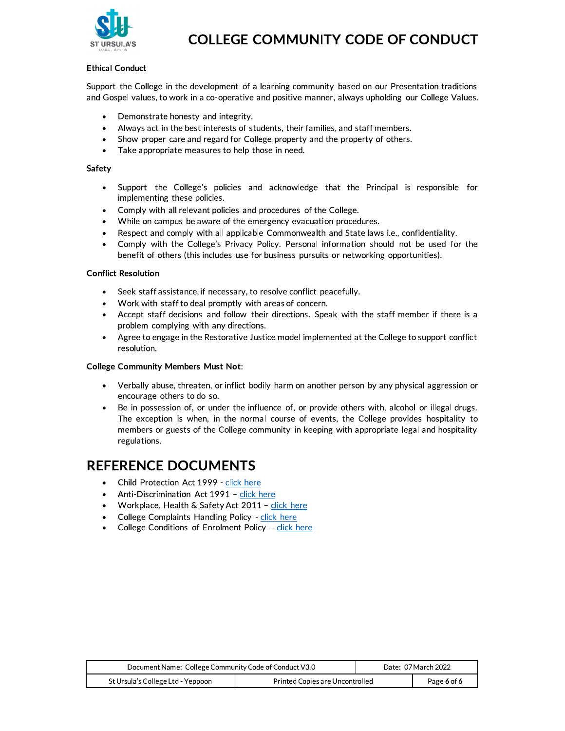**Ethical Conduct**

Support the College in the development of a learning community based on our Presentation traditions and Gospel values, to work in a co-operative and positive manner, always upholding our College Values.

- Demonstrate honesty and integrity.
- Always act in the best interests of students, their families, and staff members.
- Show proper care and regard for College property and the property of others.
- Take appropriate measures to help those in need.

**Safety**

- Support the College's policies and acknowledge that the Principal is responsible for implementing these policies.
- Comply with all relevant policies and procedures of the College.
- While on campus be aware of the emergency evacuation procedures.
- Respect and comply with all applicable Commonwealth and State laws i.e., confidentiality.
- Comply with the College's Privacy Policy. Personal information should not be used for the benefit of others (this includes use for business pursuits or networking opportunities).

**Conflict Resolution**

- Seek staff assistance, if necessary, to resolve conflict peacefully.
- Work with staff to deal promptly with areas of concern.
- Accept staff decisions and follow their directions. Speak with the staff member if there is a problem complying with any directions.
- Agree to engage in the Restorative Justice model implemented at the College to support conflict resolution.

**College Community Members Must Not**:

- Verbally abuse, threaten, or inflict bodily harm on another person by any physical aggression or encourage others to do so.
- Be in possession of, or under the influence of, or provide others with, alcohol or illegal drugs. The exception is when, in the normal course of events, the College provides hospitality to members or guests of the College community in keeping with appropriate legal and hospitality regulations.

# REFERENCE DOCUMENTS

- Child Protection Act 1999 - click here
- Anti-Discrimination Act 1991 – click here
- Workplace, Health & Safety Act 2011 – click here
- College Complaints Handling Policy - click here
- College Conditions of Enrolment Policy – click here